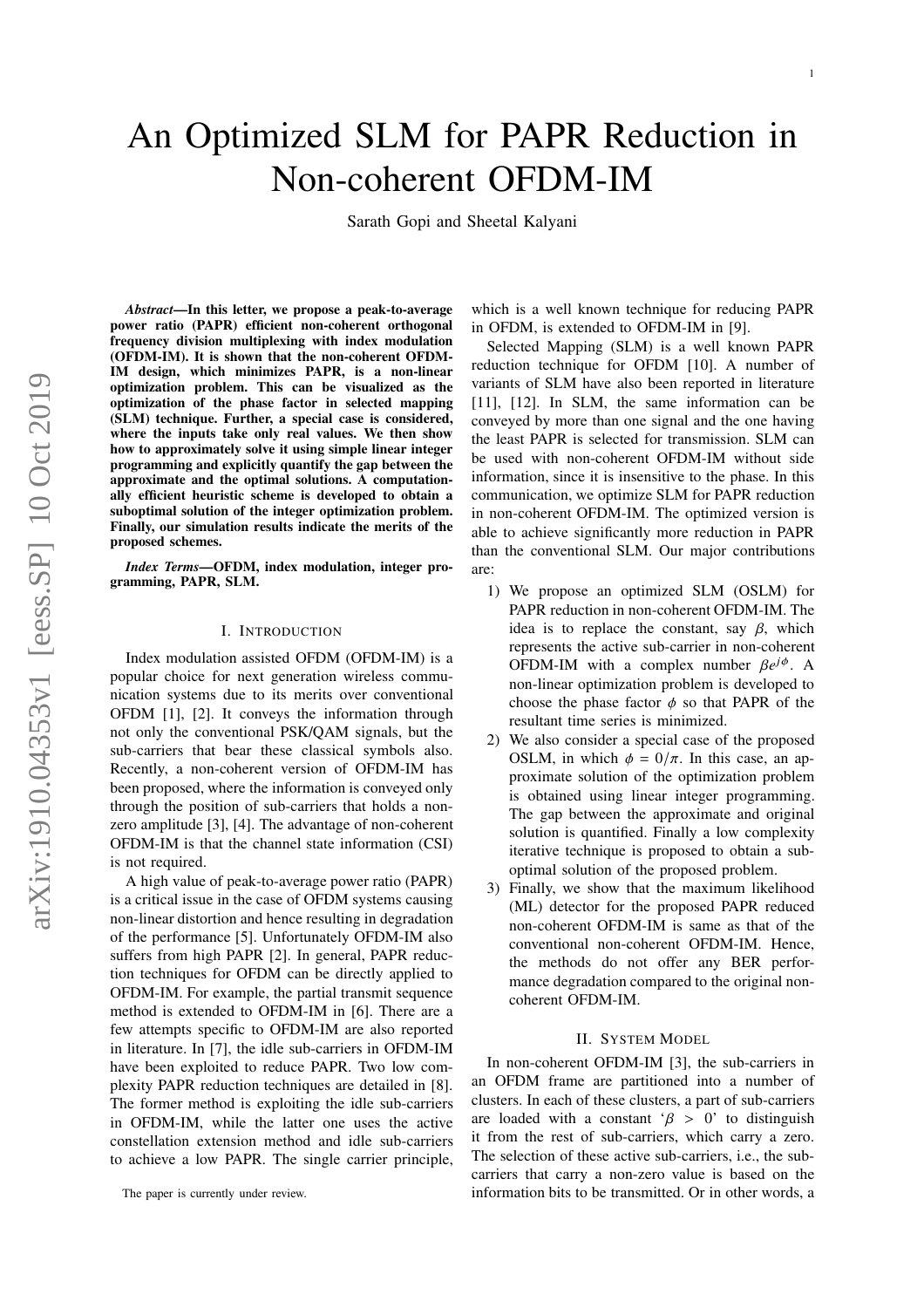# An Optimized SLM for PAPR Reduction in Non-coherent OFDM-IM

Sarath Gopi and Sheetal Kalyani

***Abstract*—In this letter, we propose a peak-to-average power ratio (PAPR) efficient non-coherent orthogonal frequency division multiplexing with index modulation (OFDM-IM). It is shown that the non-coherent OFDM-IM design, which minimizes PAPR, is a non-linear optimization problem. This can be visualized as the optimization of the phase factor in selected mapping (SLM) technique. Further, a special case is considered, where the inputs take only real values. We then show how to approximately solve it using simple linear integer programming and explicitly quantify the gap between the approximate and the optimal solutions. A computationally efficient heuristic scheme is developed to obtain a suboptimal solution of the integer optimization problem. Finally, our simulation results indicate the merits of the proposed schemes.**

***Index Terms*—OFDM, index modulation, integer programming, PAPR, SLM.**

## I. Introduction

Index modulation assisted OFDM (OFDM-IM) is a popular choice for next generation wireless communication systems due to its merits over conventional OFDM [1], [2]. It conveys the information through not only the conventional PSK/QAM signals, but the sub-carriers that bear these classical symbols also. Recently, a non-coherent version of OFDM-IM has been proposed, where the information is conveyed only through the position of sub-carriers that holds a non-zero amplitude [3], [4]. The advantage of non-coherent OFDM-IM is that the channel state information (CSI) is not required.

A high value of peak-to-average power ratio (PAPR) is a critical issue in the case of OFDM systems causing non-linear distortion and hence resulting in degradation of the performance [5]. Unfortunately OFDM-IM also suffers from high PAPR [2]. In general, PAPR reduction techniques for OFDM can be directly applied to OFDM-IM. For example, the partial transmit sequence method is extended to OFDM-IM in [6]. There are a few attempts specific to OFDM-IM are also reported in literature. In [7], the idle sub-carriers in OFDM-IM have been exploited to reduce PAPR. Two low complexity PAPR reduction techniques are detailed in [8]. The former method is exploiting the idle sub-carriers in OFDM-IM, while the latter one uses the active constellation extension method and idle sub-carriers to achieve a low PAPR. The single carrier principle, which is a well known technique for reducing PAPR in OFDM, is extended to OFDM-IM in [9].

Selected Mapping (SLM) is a well known PAPR reduction technique for OFDM [10]. A number of variants of SLM have also been reported in literature [11], [12]. In SLM, the same information can be conveyed by more than one signal and the one having the least PAPR is selected for transmission. SLM can be used with non-coherent OFDM-IM without side information, since it is insensitive to the phase. In this communication, we optimize SLM for PAPR reduction in non-coherent OFDM-IM. The optimized version is able to achieve significantly more reduction in PAPR than the conventional SLM. Our major contributions are:

1) We propose an optimized SLM (OSLM) for PAPR reduction in non-coherent OFDM-IM. The idea is to replace the constant, say $\beta$, which represents the active sub-carrier in non-coherent OFDM-IM with a complex number $\beta e^{j\phi}$. A non-linear optimization problem is developed to choose the phase factor $\phi$ so that PAPR of the resultant time series is minimized.
2) We also consider a special case of the proposed OSLM, in which $\phi = 0/\pi$. In this case, an approximate solution of the optimization problem is obtained using linear integer programming. The gap between the approximate and original solution is quantified. Finally a low complexity iterative technique is proposed to obtain a sub-optimal solution of the proposed problem.
3) Finally, we show that the maximum likelihood (ML) detector for the proposed PAPR reduced non-coherent OFDM-IM is same as that of the conventional non-coherent OFDM-IM. Hence, the methods do not offer any BER performance degradation compared to the original non-coherent OFDM-IM.

## II. System Model

In non-coherent OFDM-IM [3], the sub-carriers in an OFDM frame are partitioned into a number of clusters. In each of these clusters, a part of sub-carriers are loaded with a constant '$\beta > 0$' to distinguish it from the rest of sub-carriers, which carry a zero. The selection of these active sub-carriers, i.e., the sub-carriers that carry a non-zero value is based on the information bits to be transmitted. Or in other words, a

The paper is currently under review.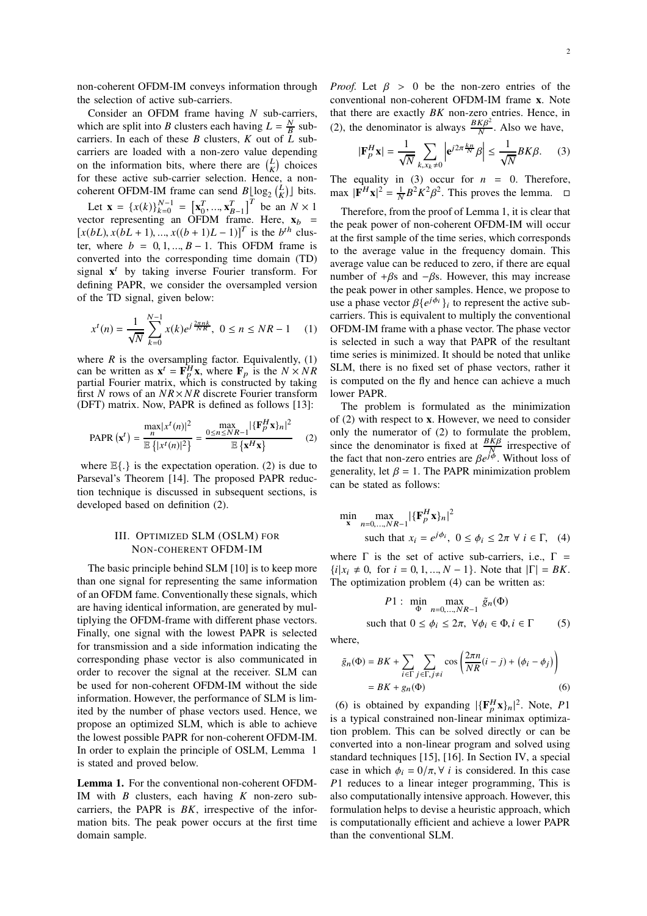non-coherent OFDM-IM conveys information through the selection of active sub-carriers.

Consider an OFDM frame having $N$ sub-carriers, which are split into $B$ clusters each having $L = \frac{N}{B}$ sub-carriers. In each of these $B$ clusters, $K$ out of $L$ sub-carriers are loaded with a non-zero value depending on the information bits, where there are $\binom{L}{K}$ choices for these active sub-carrier selection. Hence, a non-coherent OFDM-IM frame can send $B\lfloor \log_2 \binom{L}{K} \rfloor$ bits.

Let $\mathbf{x} = \{x(k)\}_{k=0}^{N-1} = \left[\mathbf{x}_0^T, ..., \mathbf{x}_{B-1}^T\right]^T$ be an $N \times 1$ vector representing an OFDM frame. Here, $\mathbf{x}_b = [x(bL), x(bL+1), ..., x((b+1)L-1)]^T$ is the $b^{th}$ cluster, where $b = 0, 1, ..., B-1$. This OFDM frame is converted into the corresponding time domain (TD) signal $\mathbf{x}^t$ by taking inverse Fourier transform. For defining PAPR, we consider the oversampled version of the TD signal, given below:

$$x^t(n) = \frac{1}{\sqrt{N}} \sum_{k=0}^{N-1} x(k) e^{j\frac{2\pi nk}{NR}}, \ 0 \leq n \leq NR-1 \quad (1)$$

where $R$ is the oversampling factor. Equivalently, (1) can be written as $\mathbf{x}^t = \mathbf{F}_p^H \mathbf{x}$, where $\mathbf{F}_p$ is the $N \times NR$ partial Fourier matrix, which is constructed by taking first $N$ rows of an $NR \times NR$ discrete Fourier transform (DFT) matrix. Now, PAPR is defined as follows [13]:

$$\text{PAPR}\left(\mathbf{x}^t\right) = \frac{\max\limits_n |x^t(n)|^2}{\mathbb{E}\left\{|x^t(n)|^2\right\}} = \frac{\max\limits_{0 \leq n \leq NR-1} |\{\mathbf{F}_p^H \mathbf{x}\}_n|^2}{\mathbb{E}\left\{\mathbf{x}^H \mathbf{x}\right\}} \quad (2)$$

where $\mathbb{E}\{.\}$ is the expectation operation. (2) is due to Parseval's Theorem [14]. The proposed PAPR reduction technique is discussed in subsequent sections, is developed based on definition (2).

## III. Optimized SLM (OSLM) for Non-coherent OFDM-IM

The basic principle behind SLM [10] is to keep more than one signal for representing the same information of an OFDM fame. Conventionally these signals, which are having identical information, are generated by multiplying the OFDM-frame with different phase vectors. Finally, one signal with the lowest PAPR is selected for transmission and a side information indicating the corresponding phase vector is also communicated in order to recover the signal at the receiver. SLM can be used for non-coherent OFDM-IM without the side information. However, the performance of SLM is limited by the number of phase vectors used. Hence, we propose an optimized SLM, which is able to achieve the lowest possible PAPR for non-coherent OFDM-IM. In order to explain the principle of OSLM, Lemma 1 is stated and proved below.

**Lemma 1.** *For the conventional non-coherent OFDM-IM with $B$ clusters, each having $K$ non-zero sub-carriers, the PAPR is $BK$, irrespective of the information bits. The peak power occurs at the first time domain sample.*

*Proof.* Let $\beta > 0$ be the non-zero entries of the conventional non-coherent OFDM-IM frame $\mathbf{x}$. Note that there are exactly $BK$ non-zero entries. Hence, in (2), the denominator is always $\frac{BK\beta^2}{N}$. Also we have,

$$|\mathbf{F}_p^H \mathbf{x}| = \frac{1}{\sqrt{N}} \sum_{k, x_k \neq 0} \left| \mathbf{e}^{j2\pi\frac{kn}{N}} \beta \right| \leq \frac{1}{\sqrt{N}} BK\beta. \quad (3)$$

The equality in (3) occur for $n = 0$. Therefore, $\max |\mathbf{F}^H \mathbf{x}|^2 = \frac{1}{N} B^2 K^2 \beta^2$. This proves the lemma. □

Therefore, from the proof of Lemma 1, it is clear that the peak power of non-coherent OFDM-IM will occur at the first sample of the time series, which corresponds to the average value in the frequency domain. This average value can be reduced to zero, if there are equal number of $+\beta$s and $-\beta$s. However, this may increase the peak power in other samples. Hence, we propose to use a phase vector $\beta\{e^{j\phi_i}\}_i$ to represent the active sub-carriers. This is equivalent to multiply the conventional OFDM-IM frame with a phase vector. The phase vector is selected in such a way that PAPR of the resultant time series is minimized. It should be noted that unlike SLM, there is no fixed set of phase vectors, rather it is computed on the fly and hence can achieve a much lower PAPR.

The problem is formulated as the minimization of (2) with respect to $\mathbf{x}$. However, we need to consider only the numerator of (2) to formulate the problem, since the denominator is fixed at $\frac{BK\beta}{N}$ irrespective of the fact that non-zero entries are $\beta e^{j\phi}$. Without loss of generality, let $\beta = 1$. The PAPR minimization problem can be stated as follows:

$$\begin{aligned} \min_{\mathbf{x}} \ & \max_{n=0,...,NR-1} |\{\mathbf{F}_p^H \mathbf{x}\}_n|^2 \\ & \text{such that } x_i = e^{j\phi_i}, \ 0 \leq \phi_i \leq 2\pi \ \forall \ i \in \Gamma, \end{aligned} \quad (4)$$

where $\Gamma$ is the set of active sub-carriers, i.e., $\Gamma = \{i | x_i \neq 0, \text{ for } i = 0, 1, ..., N-1\}$. Note that $|\Gamma| = BK$. The optimization problem (4) can be written as:

$$\begin{aligned} P1: \ & \min_{\Phi} \ \max_{n=0,...,NR-1} \ \tilde{g}_n(\Phi) \\ & \text{such that } 0 \leq \phi_i \leq 2\pi, \ \forall \phi_i \in \Phi, i \in \Gamma \end{aligned} \quad (5)$$

where,

$$\begin{aligned} \tilde{g}_n(\Phi) &= BK + \sum_{i \in \Gamma} \sum_{j \in \Gamma, j \neq i} \cos\left(\frac{2\pi n}{NR}(i-j) + (\phi_i - \phi_j)\right) \\ &= BK + g_n(\Phi) \end{aligned} \quad (6)$$

(6) is obtained by expanding $|\{\mathbf{F}_p^H \mathbf{x}\}_n|^2$. Note, $P1$ is a typical constrained non-linear minimax optimization problem. This can be solved directly or can be converted into a non-linear program and solved using standard techniques [15], [16]. In Section IV, a special case in which $\phi_i = 0/\pi, \forall \ i$ is considered. In this case $P1$ reduces to a linear integer programming, This is also computationally intensive approach. However, this formulation helps to devise a heuristic approach, which is computationally efficient and achieve a lower PAPR than the conventional SLM.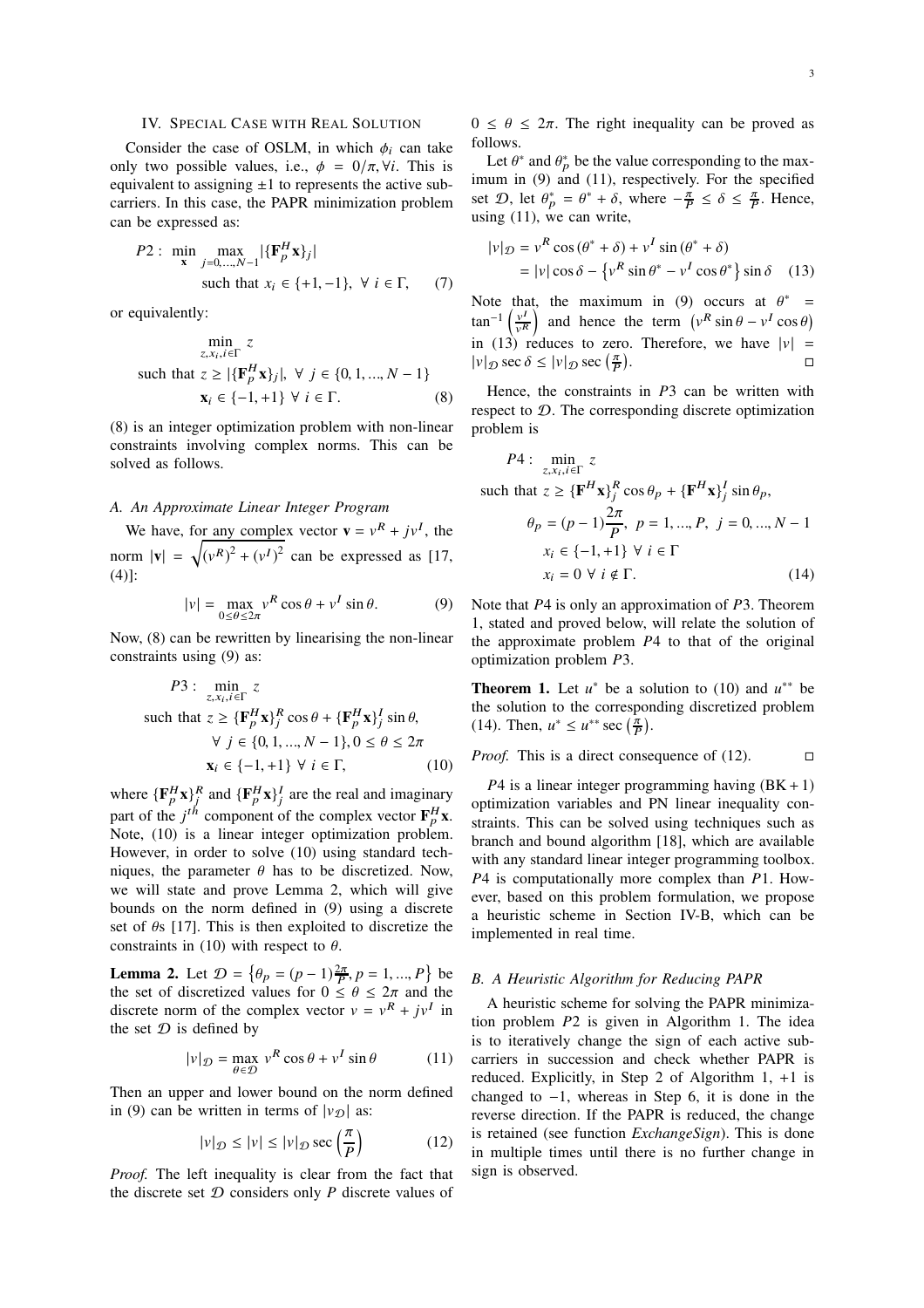## IV. Special Case with Real Solution

Consider the case of OSLM, in which $\phi_i$ can take only two possible values, i.e., $\phi = 0/\pi, \forall i$. This is equivalent to assigning $\pm 1$ to represents the active sub-carriers. In this case, the PAPR minimization problem can be expressed as:

$$P2: \min_{\mathbf{x}} \max_{j=0,\ldots,N-1} |\{\mathbf{F}_P^H \mathbf{x}\}_j| \quad \text{such that } x_i \in \{+1, -1\}, \ \forall \ i \in \Gamma, \tag{7}$$

or equivalently:

$$\begin{aligned} &\min_{z, x_i, i \in \Gamma} z \\ &\text{such that } z \geq |\{\mathbf{F}_P^H \mathbf{x}\}_j|, \ \forall \ j \in \{0, 1, \ldots, N-1\} \\ &\mathbf{x}_i \in \{-1, +1\} \ \forall \ i \in \Gamma. \end{aligned} \tag{8}$$

(8) is an integer optimization problem with non-linear constraints involving complex norms. This can be solved as follows.

### A. An Approximate Linear Integer Program

We have, for any complex vector $\mathbf{v} = v^R + jv^I$, the norm $|\mathbf{v}| = \sqrt{(v^R)^2 + (v^I)^2}$ can be expressed as [17, (4)]:

$$|v| = \max_{0 \leq \theta \leq 2\pi} v^R \cos\theta + v^I \sin\theta. \tag{9}$$

Now, (8) can be rewritten by linearising the non-linear constraints using (9) as:

$$\begin{aligned} P3: &\min_{z, x_i, i \in \Gamma} z \\ &\text{such that } z \geq \{\mathbf{F}_P^H \mathbf{x}\}_j^R \cos\theta + \{\mathbf{F}_P^H \mathbf{x}\}_j^I \sin\theta, \\ &\forall \ j \in \{0, 1, \ldots, N-1\}, 0 \leq \theta \leq 2\pi \\ &\mathbf{x}_i \in \{-1, +1\} \ \forall \ i \in \Gamma, \end{aligned} \tag{10}$$

where $\{\mathbf{F}_P^H \mathbf{x}\}_j^R$ and $\{\mathbf{F}_P^H \mathbf{x}\}_j^I$ are the real and imaginary part of the $j^{th}$ component of the complex vector $\mathbf{F}_P^H \mathbf{x}$. Note, (10) is a linear integer optimization problem. However, in order to solve (10) using standard techniques, the parameter $\theta$ has to be discretized. Now, we will state and prove Lemma 2, which will give bounds on the norm defined in (9) using a discrete set of $\theta$s [17]. This is then exploited to discretize the constraints in (10) with respect to $\theta$.

**Lemma 2.** Let $\mathcal{D} = \left\{\theta_p = (p-1)\frac{2\pi}{P}, p = 1, \ldots, P\right\}$ be the set of discretized values for $0 \leq \theta \leq 2\pi$ and the discrete norm of the complex vector $v = v^R + jv^I$ in the set $\mathcal{D}$ is defined by

$$|v|_{\mathcal{D}} = \max_{\theta \in \mathcal{D}} v^R \cos\theta + v^I \sin\theta \tag{11}$$

Then an upper and lower bound on the norm defined in (9) can be written in terms of $|v_{\mathcal{D}}|$ as:

$$|v|_{\mathcal{D}} \leq |v| \leq |v|_{\mathcal{D}} \sec\left(\frac{\pi}{P}\right) \tag{12}$$

*Proof.* The left inequality is clear from the fact that the discrete set $\mathcal{D}$ considers only $P$ discrete values of $0 \leq \theta \leq 2\pi$. The right inequality can be proved as follows.

Let $\theta^*$ and $\theta_p^*$ be the value corresponding to the maximum in (9) and (11), respectively. For the specified set $\mathcal{D}$, let $\theta_p^* = \theta^* + \delta$, where $-\frac{\pi}{P} \leq \delta \leq \frac{\pi}{P}$. Hence, using (11), we can write,

$$\begin{aligned} |v|_{\mathcal{D}} &= v^R \cos(\theta^* + \delta) + v^I \sin(\theta^* + \delta) \\ &= |v| \cos\delta - \left\{v^R \sin\theta^* - v^I \cos\theta^*\right\} \sin\delta \end{aligned} \tag{13}$$

Note that, the maximum in (9) occurs at $\theta^* = \tan^{-1}\left(\frac{v^I}{v^R}\right)$ and hence the term $\left(v^R \sin\theta - v^I \cos\theta\right)$ in (13) reduces to zero. Therefore, we have $|v| = |v|_{\mathcal{D}} \sec\delta \leq |v|_{\mathcal{D}} \sec\left(\frac{\pi}{P}\right)$. □

Hence, the constraints in $P3$ can be written with respect to $\mathcal{D}$. The corresponding discrete optimization problem is

$$\begin{aligned} P4: &\min_{z, x_i, i \in \Gamma} z \\ &\text{such that } z \geq \{\mathbf{F}^H \mathbf{x}\}_j^R \cos\theta_p + \{\mathbf{F}^H \mathbf{x}\}_j^I \sin\theta_p, \\ &\theta_p = (p-1)\frac{2\pi}{P}, \ p = 1, \ldots, P, \ j = 0, \ldots, N-1 \\ &x_i \in \{-1, +1\} \ \forall \ i \in \Gamma \\ &x_i = 0 \ \forall \ i \notin \Gamma. \end{aligned} \tag{14}$$

Note that $P4$ is only an approximation of $P3$. Theorem 1, stated and proved below, will relate the solution of the approximate problem $P4$ to that of the original optimization problem $P3$.

**Theorem 1.** Let $u^*$ be a solution to (10) and $u^{**}$ be the solution to the corresponding discretized problem (14). Then, $u^* \leq u^{**} \sec\left(\frac{\pi}{P}\right)$.

*Proof.* This is a direct consequence of (12). □

$P4$ is a linear integer programming having $(\mathrm{BK}+1)$ optimization variables and PN linear inequality constraints. This can be solved using techniques such as branch and bound algorithm [18], which are available with any standard linear integer programming toolbox. $P4$ is computationally more complex than $P1$. However, based on this problem formulation, we propose a heuristic scheme in Section IV-B, which can be implemented in real time.

### B. A Heuristic Algorithm for Reducing PAPR

A heuristic scheme for solving the PAPR minimization problem $P2$ is given in Algorithm 1. The idea is to iteratively change the sign of each active sub-carriers in succession and check whether PAPR is reduced. Explicitly, in Step 2 of Algorithm 1, +1 is changed to −1, whereas in Step 6, it is done in the reverse direction. If the PAPR is reduced, the change is retained (see function *ExchangeSign*). This is done in multiple times until there is no further change in sign is observed.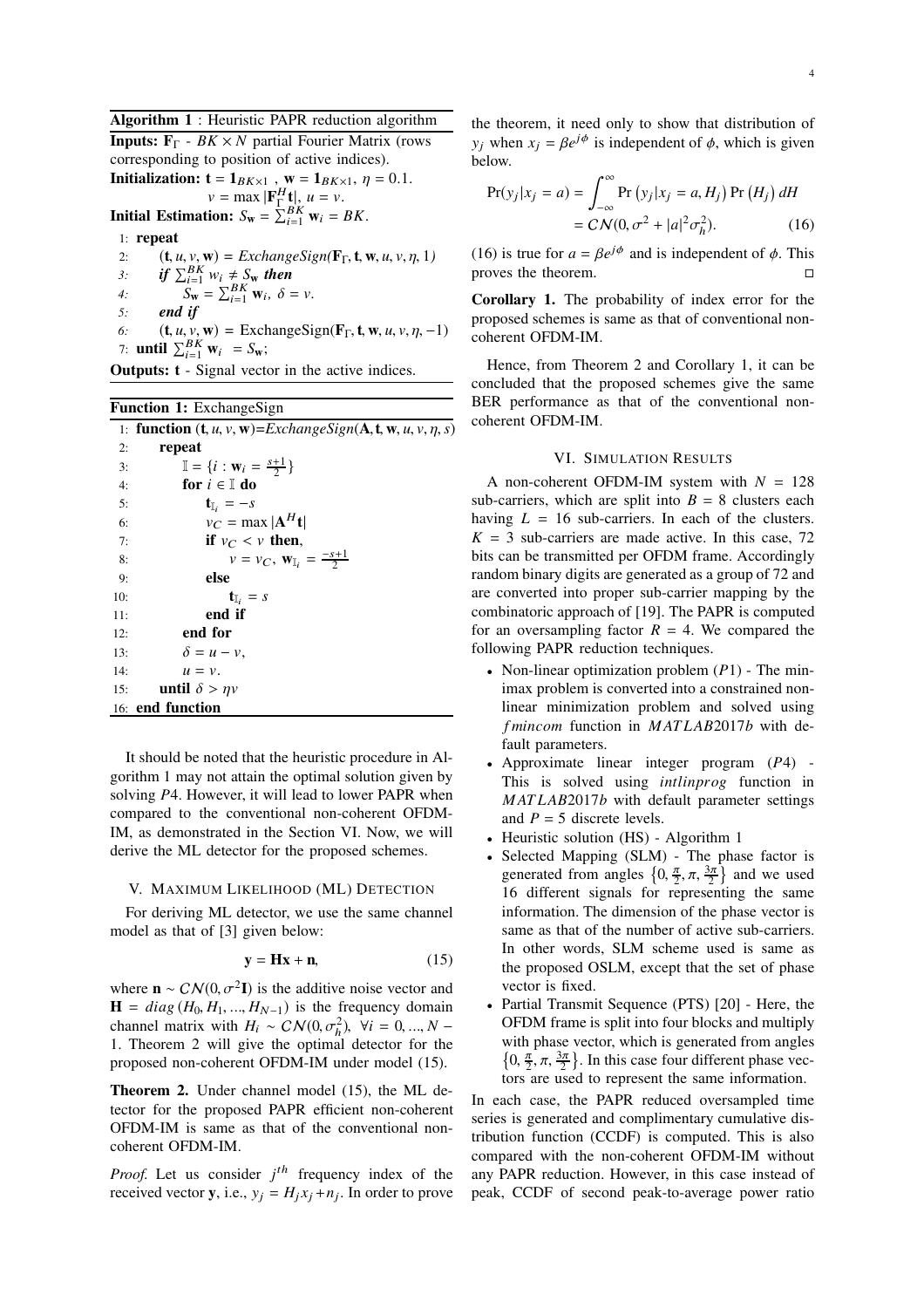**Algorithm 1** : Heuristic PAPR reduction algorithm

**Inputs:** $\mathbf{F}_\Gamma$ - $BK \times N$ partial Fourier Matrix (rows corresponding to position of active indices).

**Initialization:** $\mathbf{t} = \mathbf{1}_{BK\times 1}$ , $\mathbf{w} = \mathbf{1}_{BK\times 1}$, $\eta = 0.1$.
$v = \max |\mathbf{F}_\Gamma^H \mathbf{t}|$, $u = v$.

**Initial Estimation:** $S_\mathbf{w} = \sum_{i=1}^{BK} \mathbf{w}_i = BK$.

```
1: repeat
2:    (t, u, v, w) = ExchangeSign(F_Γ, t, w, u, v, η, 1)
3:    if Σ_{i=1}^{BK} w_i ≠ S_w then
4:       S_w = Σ_{i=1}^{BK} w_i, δ = v.
5:    end if
6:    (t, u, v, w) = ExchangeSign(F_Γ, t, w, u, v, η, −1)
7: until Σ_{i=1}^{BK} w_i = S_w;
```

**Outputs:** $\mathbf{t}$ - Signal vector in the active indices.

**Function 1:** ExchangeSign

```
1: function (t, u, v, w)=ExchangeSign(A, t, w, u, v, η, s)
2:    repeat
3:       I = {i : w_i = (s+1)/2}
4:       for i ∈ I do
5:          t_{I_i} = −s
6:          v_C = max |A^H t|
7:          if v_C < v then,
8:             v = v_C, w_{I_i} = (−s+1)/2
9:          else
10:            t_{I_i} = s
11:         end if
12:      end for
13:      δ = u − v,
14:      u = v.
15:   until δ > ηv
16: end function
```

It should be noted that the heuristic procedure in Algorithm 1 may not attain the optimal solution given by solving $P4$. However, it will lead to lower PAPR when compared to the conventional non-coherent OFDM-IM, as demonstrated in the Section VI. Now, we will derive the ML detector for the proposed schemes.

## V. Maximum Likelihood (ML) Detection

For deriving ML detector, we use the same channel model as that of [3] given below:

$$\mathbf{y} = \mathbf{Hx} + \mathbf{n}, \tag{15}$$

where $\mathbf{n} \sim \mathcal{CN}(0, \sigma^2\mathbf{I})$ is the additive noise vector and $\mathbf{H} = diag(H_0, H_1, ..., H_{N-1})$ is the frequency domain channel matrix with $H_i \sim \mathcal{CN}(0, \sigma_h^2),\ \forall i = 0, ..., N-1$. Theorem 2 will give the optimal detector for the proposed non-coherent OFDM-IM under model (15).

**Theorem 2.** *Under channel model (15), the ML detector for the proposed PAPR efficient non-coherent OFDM-IM is same as that of the conventional non-coherent OFDM-IM.*

*Proof.* Let us consider $j^{th}$ frequency index of the received vector $\mathbf{y}$, i.e., $y_j = H_j x_j + n_j$. In order to prove the theorem, it need only to show that distribution of $y_j$ when $x_j = \beta e^{j\phi}$ is independent of $\phi$, which is given below.

$$\begin{aligned}\Pr(y_j|x_j = a) &= \int_{-\infty}^{\infty} \Pr\left(y_j|x_j = a, H_j\right) \Pr\left(H_j\right) dH \\ &= \mathcal{CN}(0, \sigma^2 + |a|^2\sigma_h^2).\end{aligned} \tag{16}$$

(16) is true for $a = \beta e^{j\phi}$ and is independent of $\phi$. This proves the theorem. □

**Corollary 1.** *The probability of index error for the proposed schemes is same as that of conventional non-coherent OFDM-IM.*

Hence, from Theorem 2 and Corollary 1, it can be concluded that the proposed schemes give the same BER performance as that of the conventional non-coherent OFDM-IM.

## VI. Simulation Results

A non-coherent OFDM-IM system with $N = 128$ sub-carriers, which are split into $B = 8$ clusters each having $L = 16$ sub-carriers. In each of the clusters. $K = 3$ sub-carriers are made active. In this case, 72 bits can be transmitted per OFDM frame. Accordingly random binary digits are generated as a group of 72 and are converted into proper sub-carrier mapping by the combinatoric approach of [19]. The PAPR is computed for an oversampling factor $R = 4$. We compared the following PAPR reduction techniques.

- Non-linear optimization problem ($P1$) - The minimax problem is converted into a constrained non-linear minimization problem and solved using *fmincom* function in *MATLAB*2017*b* with default parameters.
- Approximate linear integer program ($P4$) - This is solved using *intlinprog* function in *MATLAB*2017*b* with default parameter settings and $P = 5$ discrete levels.
- Heuristic solution (HS) - Algorithm 1
- Selected Mapping (SLM) - The phase factor is generated from angles $\left\{0, \frac{\pi}{2}, \pi, \frac{3\pi}{2}\right\}$ and we used 16 different signals for representing the same information. The dimension of the phase vector is same as that of the number of active sub-carriers. In other words, SLM scheme used is same as the proposed OSLM, except that the set of phase vector is fixed.
- Partial Transmit Sequence (PTS) [20] - Here, the OFDM frame is split into four blocks and multiply with phase vector, which is generated from angles $\left\{0, \frac{\pi}{2}, \pi, \frac{3\pi}{2}\right\}$. In this case four different phase vectors are used to represent the same information.

In each case, the PAPR reduced oversampled time series is generated and complimentary cumulative distribution function (CCDF) is computed. This is also compared with the non-coherent OFDM-IM without any PAPR reduction. However, in this case instead of peak, CCDF of second peak-to-average power ratio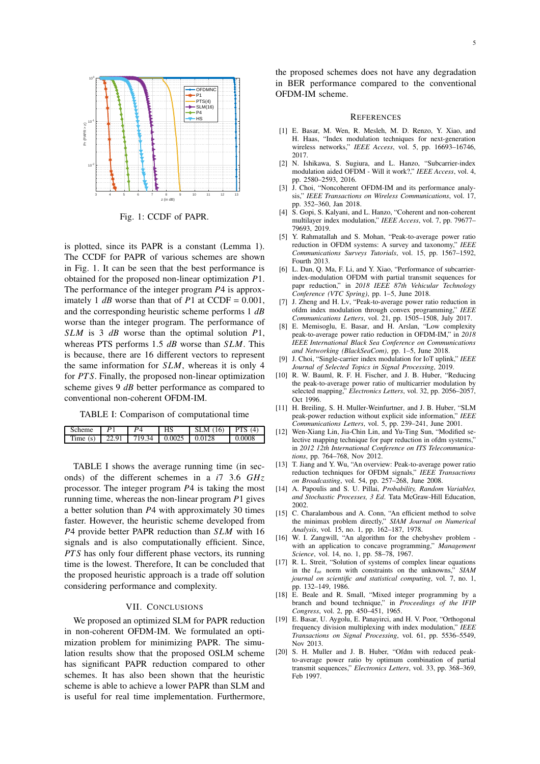$10^0$

$10^{-1}$

$10^{-2}$

Pr (PAPR > z)

3 4 5 6 7 8 9 10 11 12 13

z (in dB)

OFDMNC
P1
PTS(4)
SLM(16)
P4
HS

Fig. 1: CCDF of PAPR.

is plotted, since its PAPR is a constant (Lemma 1). The CCDF for PAPR of various schemes are shown in Fig. 1. It can be seen that the best performance is obtained for the proposed non-linear optimization $P1$. The performance of the integer program $P4$ is approximately 1 $dB$ worse than that of $P1$ at CCDF = 0.001, and the corresponding heuristic scheme performs 1 $dB$ worse than the integer program. The performance of $SLM$ is 3 $dB$ worse than the optimal solution $P1$, whereas PTS performs 1.5 $dB$ worse than $SLM$. This is because, there are 16 different vectors to represent the same information for $SLM$, whereas it is only 4 for $PTS$. Finally, the proposed non-linear optimization scheme gives 9 $dB$ better performance as compared to conventional non-coherent OFDM-IM.

TABLE I: Comparison of computational time

| Scheme | $P1$ | $P4$ | HS | SLM (16) | PTS (4) |
|---|---|---|---|---|---|
| Time (s) | 22.91 | 719.34 | 0.0025 | 0.0128 | 0.0008 |

TABLE I shows the average running time (in seconds) of the different schemes in a $i7$ 3.6 $GHz$ processor. The integer program $P4$ is taking the most running time, whereas the non-linear program $P1$ gives a better solution than $P4$ with approximately 30 times faster. However, the heuristic scheme developed from $P4$ provide better PAPR reduction than $SLM$ with 16 signals and is also computationally efficient. Since, $PTS$ has only four different phase vectors, its running time is the lowest. Therefore, It can be concluded that the proposed heuristic approach is a trade off solution considering performance and complexity.

## VII. Conclusions

We proposed an optimized SLM for PAPR reduction in non-coherent OFDM-IM. We formulated an optimization problem for minimizing PAPR. The simulation results show that the proposed OSLM scheme has significant PAPR reduction compared to other schemes. It has also been shown that the heuristic scheme is able to achieve a lower PAPR than SLM and is useful for real time implementation. Furthermore, the proposed schemes does not have any degradation in BER performance compared to the conventional OFDM-IM scheme.

## References

[1] E. Basar, M. Wen, R. Mesleh, M. D. Renzo, Y. Xiao, and H. Haas, "Index modulation techniques for next-generation wireless networks," *IEEE Access*, vol. 5, pp. 16693–16746, 2017.

[2] N. Ishikawa, S. Sugiura, and L. Hanzo, "Subcarrier-index modulation aided OFDM - Will it work?," *IEEE Access*, vol. 4, pp. 2580–2593, 2016.

[3] J. Choi, "Noncoherent OFDM-IM and its performance analysis," *IEEE Transactions on Wireless Communications*, vol. 17, pp. 352–360, Jan 2018.

[4] S. Gopi, S. Kalyani, and L. Hanzo, "Coherent and non-coherent multilayer index modulation," *IEEE Access*, vol. 7, pp. 79677–79693, 2019.

[5] Y. Rahmatallah and S. Mohan, "Peak-to-average power ratio reduction in OFDM systems: A survey and taxonomy," *IEEE Communications Surveys Tutorials*, vol. 15, pp. 1567–1592, Fourth 2013.

[6] L. Dan, Q. Ma, F. Li, and Y. Xiao, "Performance of subcarrier-index-modulation OFDM with partial transmit sequences for papr reduction," in *2018 IEEE 87th Vehicular Technology Conference (VTC Spring)*, pp. 1–5, June 2018.

[7] J. Zheng and H. Lv, "Peak-to-average power ratio reduction in ofdm index modulation through convex programming," *IEEE Communications Letters*, vol. 21, pp. 1505–1508, July 2017.

[8] E. Memisoglu, E. Basar, and H. Arslan, "Low complexity peak-to-average power ratio reduction in OFDM-IM," in *2018 IEEE International Black Sea Conference on Communications and Networking (BlackSeaCom)*, pp. 1–5, June 2018.

[9] J. Choi, "Single-carrier index modulation for IoT uplink," *IEEE Journal of Selected Topics in Signal Processing*, 2019.

[10] R. W. Bauml, R. F. H. Fischer, and J. B. Huber, "Reducing the peak-to-average power ratio of multicarrier modulation by selected mapping," *Electronics Letters*, vol. 32, pp. 2056–2057, Oct 1996.

[11] H. Breiling, S. H. Muller-Weinfurtner, and J. B. Huber, "SLM peak-power reduction without explicit side information," *IEEE Communications Letters*, vol. 5, pp. 239–241, June 2001.

[12] Wen-Xiang Lin, Jia-Chin Lin, and Yu-Ting Sun, "Modified selective mapping technique for papr reduction in ofdm systems," in *2012 12th International Conference on ITS Telecommunications*, pp. 764–768, Nov 2012.

[13] T. Jiang and Y. Wu, "An overview: Peak-to-average power ratio reduction techniques for OFDM signals," *IEEE Transactions on Broadcasting*, vol. 54, pp. 257–268, June 2008.

[14] A. Papoulis and S. U. Pillai, *Probability, Random Variables, and Stochastic Processes, 3 Ed*. Tata McGraw-Hill Education, 2002.

[15] C. Charalambous and A. Conn, "An efficient method to solve the minimax problem directly," *SIAM Journal on Numerical Analysis*, vol. 15, no. 1, pp. 162–187, 1978.

[16] W. I. Zangwill, "An algorithm for the chebyshev problem - with an application to concave programming," *Management Science*, vol. 14, no. 1, pp. 58–78, 1967.

[17] R. L. Streit, "Solution of systems of complex linear equations in the $l_\infty$ norm with constraints on the unknowns," *SIAM journal on scientific and statistical computing*, vol. 7, no. 1, pp. 132–149, 1986.

[18] E. Beale and R. Small, "Mixed integer programming by a branch and bound technique," in *Proceedings of the IFIP Congress*, vol. 2, pp. 450–451, 1965.

[19] E. Basar, U. Aygolu, E. Panayirci, and H. V. Poor, "Orthogonal frequency division multiplexing with index modulation," *IEEE Transactions on Signal Processing*, vol. 61, pp. 5536–5549, Nov 2013.

[20] S. H. Muller and J. B. Huber, "Ofdm with reduced peak-to-average power ratio by optimum combination of partial transmit sequences," *Electronics Letters*, vol. 33, pp. 368–369, Feb 1997.